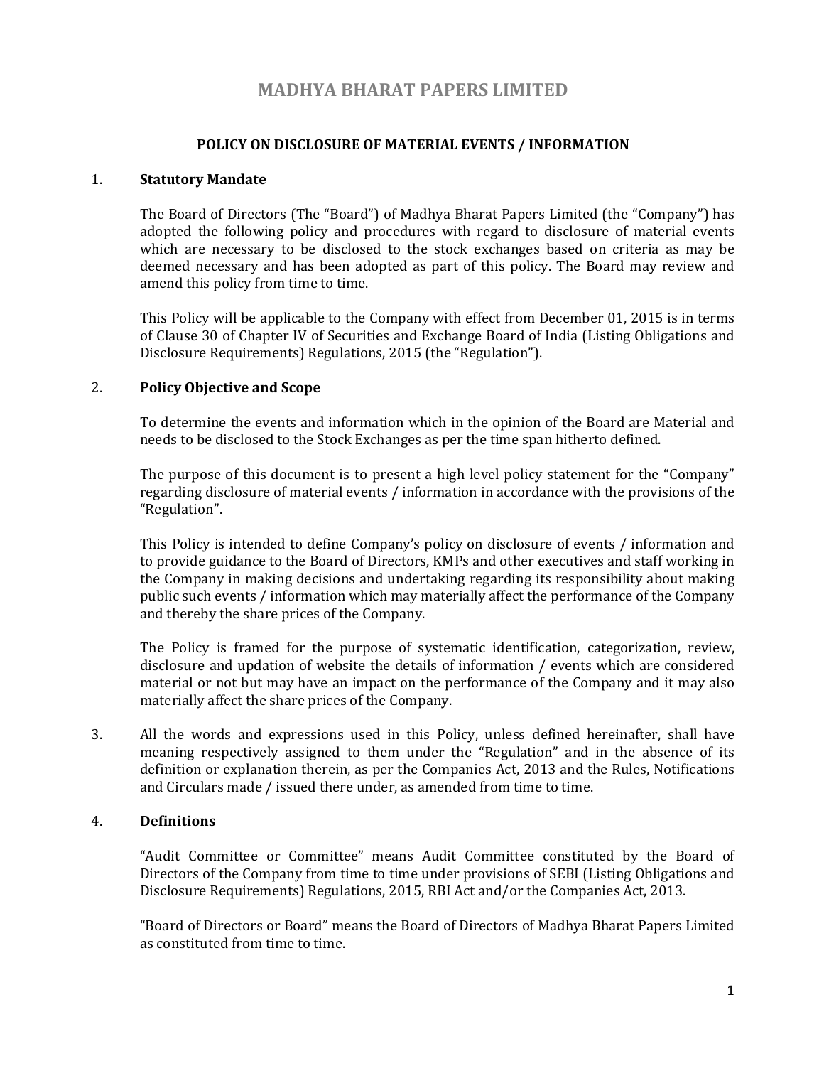# MADHYA BHARAT PAPERS LIMITED

## POLICY ON DISCLOSURE OF MATERIAL EVENTS / INFORMATION

### 1. Statutory Mandate

The Board of Directors (The "Board") of Madhya Bharat Papers Limited (the "Company") has adopted the following policy and procedures with regard to disclosure of material events which are necessary to be disclosed to the stock exchanges based on criteria as may be deemed necessary and has been adopted as part of this policy. The Board may review and amend this policy from time to time.

This Policy will be applicable to the Company with effect from December 01, 2015 is in terms of Clause 30 of Chapter IV of Securities and Exchange Board of India (Listing Obligations and Disclosure Requirements) Regulations, 2015 (the "Regulation").

### 2. Policy Objective and Scope

To determine the events and information which in the opinion of the Board are Material and needs to be disclosed to the Stock Exchanges as per the time span hitherto defined.

The purpose of this document is to present a high level policy statement for the "Company" regarding disclosure of material events / information in accordance with the provisions of the "Regulation".

This Policy is intended to define Company's policy on disclosure of events / information and to provide guidance to the Board of Directors, KMPs and other executives and staff working in the Company in making decisions and undertaking regarding its responsibility about making public such events / information which may materially affect the performance of the Company and thereby the share prices of the Company.

The Policy is framed for the purpose of systematic identification, categorization, review, disclosure and updation of website the details of information / events which are considered material or not but may have an impact on the performance of the Company and it may also materially affect the share prices of the Company.

3. All the words and expressions used in this Policy, unless defined hereinafter, shall have meaning respectively assigned to them under the "Regulation" and in the absence of its definition or explanation therein, as per the Companies Act, 2013 and the Rules, Notifications and Circulars made / issued there under, as amended from time to time.

### 4. Definitions

"Audit Committee or Committee" means Audit Committee constituted by the Board of Directors of the Company from time to time under provisions of SEBI (Listing Obligations and Disclosure Requirements) Regulations, 2015, RBI Act and/or the Companies Act, 2013.

"Board of Directors or Board" means the Board of Directors of Madhya Bharat Papers Limited as constituted from time to time.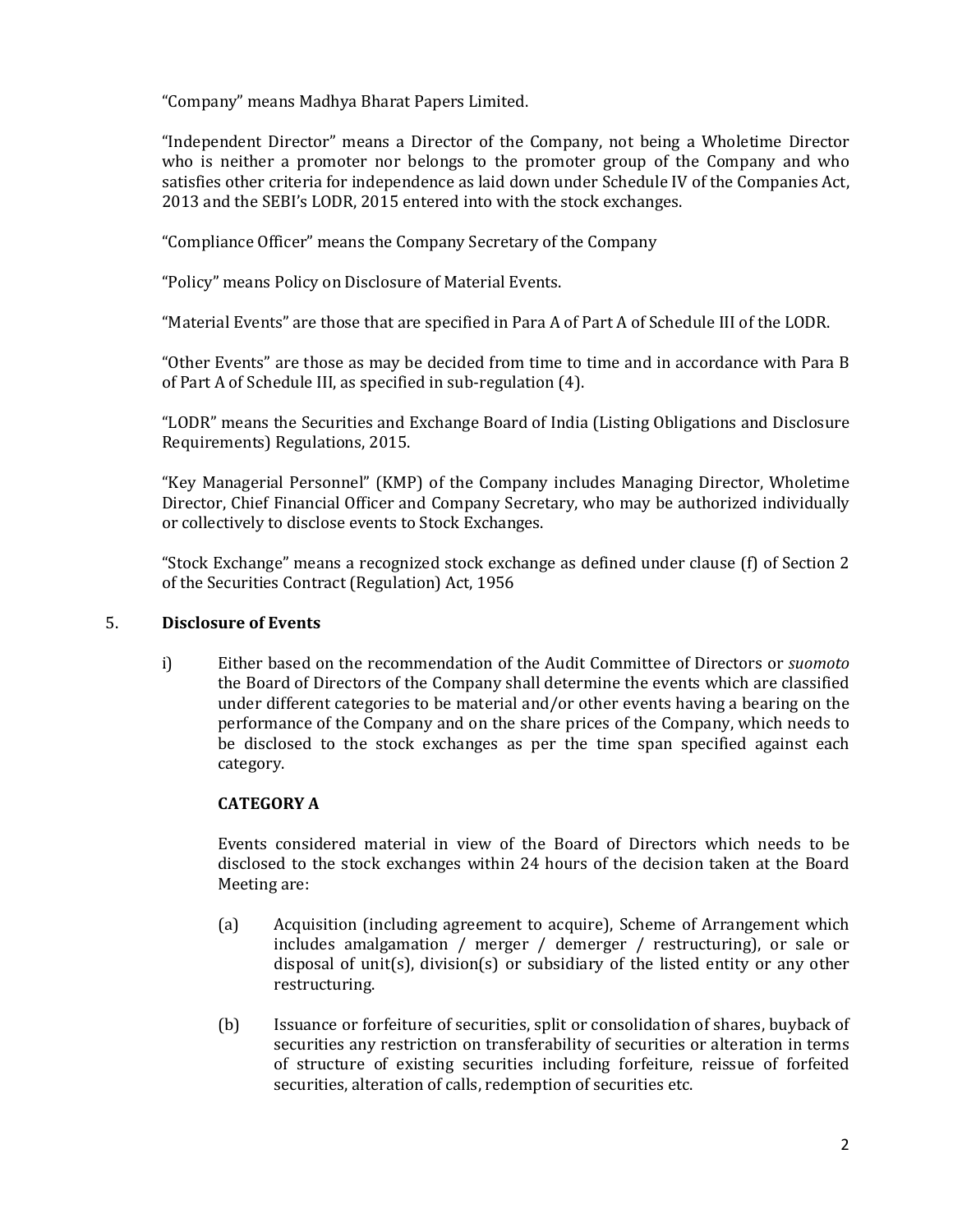"Company" means Madhya Bharat Papers Limited.

"Independent Director" means a Director of the Company, not being a Wholetime Director who is neither a promoter nor belongs to the promoter group of the Company and who satisfies other criteria for independence as laid down under Schedule IV of the Companies Act, 2013 and the SEBI's LODR, 2015 entered into with the stock exchanges.

"Compliance Officer" means the Company Secretary of the Company

"Policy" means Policy on Disclosure of Material Events.

"Material Events" are those that are specified in Para A of Part A of Schedule III of the LODR.

"Other Events" are those as may be decided from time to time and in accordance with Para B of Part A of Schedule III, as specified in sub-regulation (4).

"LODR" means the Securities and Exchange Board of India (Listing Obligations and Disclosure Requirements) Regulations, 2015.

"Key Managerial Personnel" (KMP) of the Company includes Managing Director, Wholetime Director, Chief Financial Officer and Company Secretary, who may be authorized individually or collectively to disclose events to Stock Exchanges.

"Stock Exchange" means a recognized stock exchange as defined under clause (f) of Section 2 of the Securities Contract (Regulation) Act, 1956

## 5. Disclosure of Events

i) Either based on the recommendation of the Audit Committee of Directors or *suomoto* the Board of Directors of the Company shall determine the events which are classified under different categories to be material and/or other events having a bearing on the performance of the Company and on the share prices of the Company, which needs to be disclosed to the stock exchanges as per the time span specified against each category.

**CATEGORY A**

Events considered material in view of the Board of Directors which needs to be disclosed to the stock exchanges within 24 hours of the decision taken at the Board Meeting are:

(a) Acquisition (including agreement to acquire), Scheme of Arrangement which includes amalgamation / merger / demerger / restructuring), or sale or disposal of unit(s), division(s) or subsidiary of the listed entity or any other restructuring.

(b) Issuance or forfeiture of securities, split or consolidation of shares, buyback of securities any restriction on transferability of securities or alteration in terms of structure of existing securities including forfeiture, reissue of forfeited securities, alteration of calls, redemption of securities etc.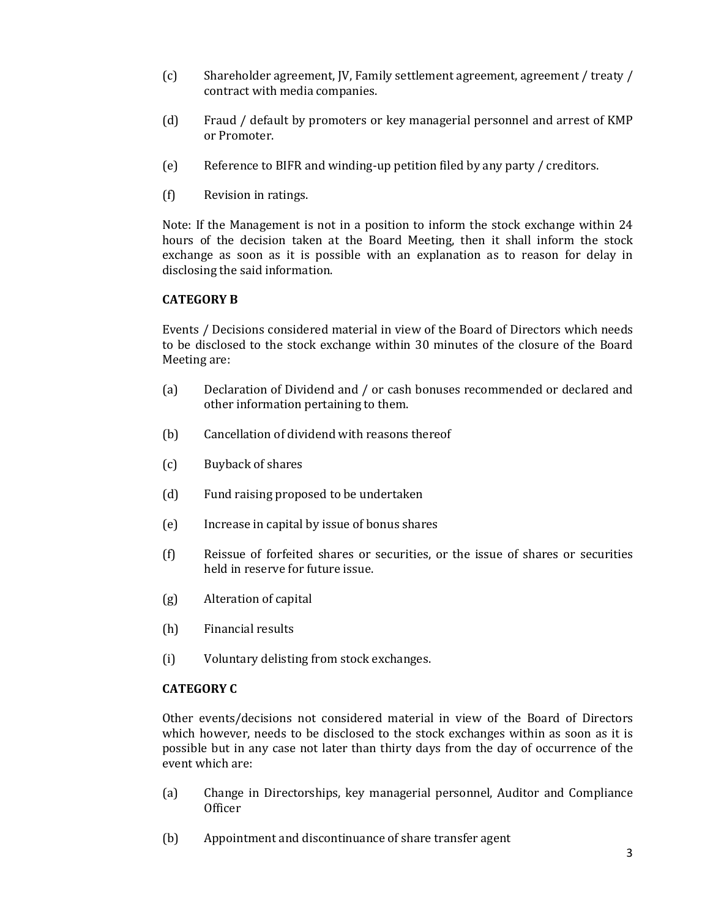(c) Shareholder agreement, JV, Family settlement agreement, agreement / treaty / contract with media companies.

(d) Fraud / default by promoters or key managerial personnel and arrest of KMP or Promoter.

(e) Reference to BIFR and winding-up petition filed by any party / creditors.

(f) Revision in ratings.

Note: If the Management is not in a position to inform the stock exchange within 24 hours of the decision taken at the Board Meeting, then it shall inform the stock exchange as soon as it is possible with an explanation as to reason for delay in disclosing the said information.

**CATEGORY B**

Events / Decisions considered material in view of the Board of Directors which needs to be disclosed to the stock exchange within 30 minutes of the closure of the Board Meeting are:

(a) Declaration of Dividend and / or cash bonuses recommended or declared and other information pertaining to them.

(b) Cancellation of dividend with reasons thereof

(c) Buyback of shares

(d) Fund raising proposed to be undertaken

(e) Increase in capital by issue of bonus shares

(f) Reissue of forfeited shares or securities, or the issue of shares or securities held in reserve for future issue.

(g) Alteration of capital

(h) Financial results

(i) Voluntary delisting from stock exchanges.

**CATEGORY C**

Other events/decisions not considered material in view of the Board of Directors which however, needs to be disclosed to the stock exchanges within as soon as it is possible but in any case not later than thirty days from the day of occurrence of the event which are:

(a) Change in Directorships, key managerial personnel, Auditor and Compliance Officer

(b) Appointment and discontinuance of share transfer agent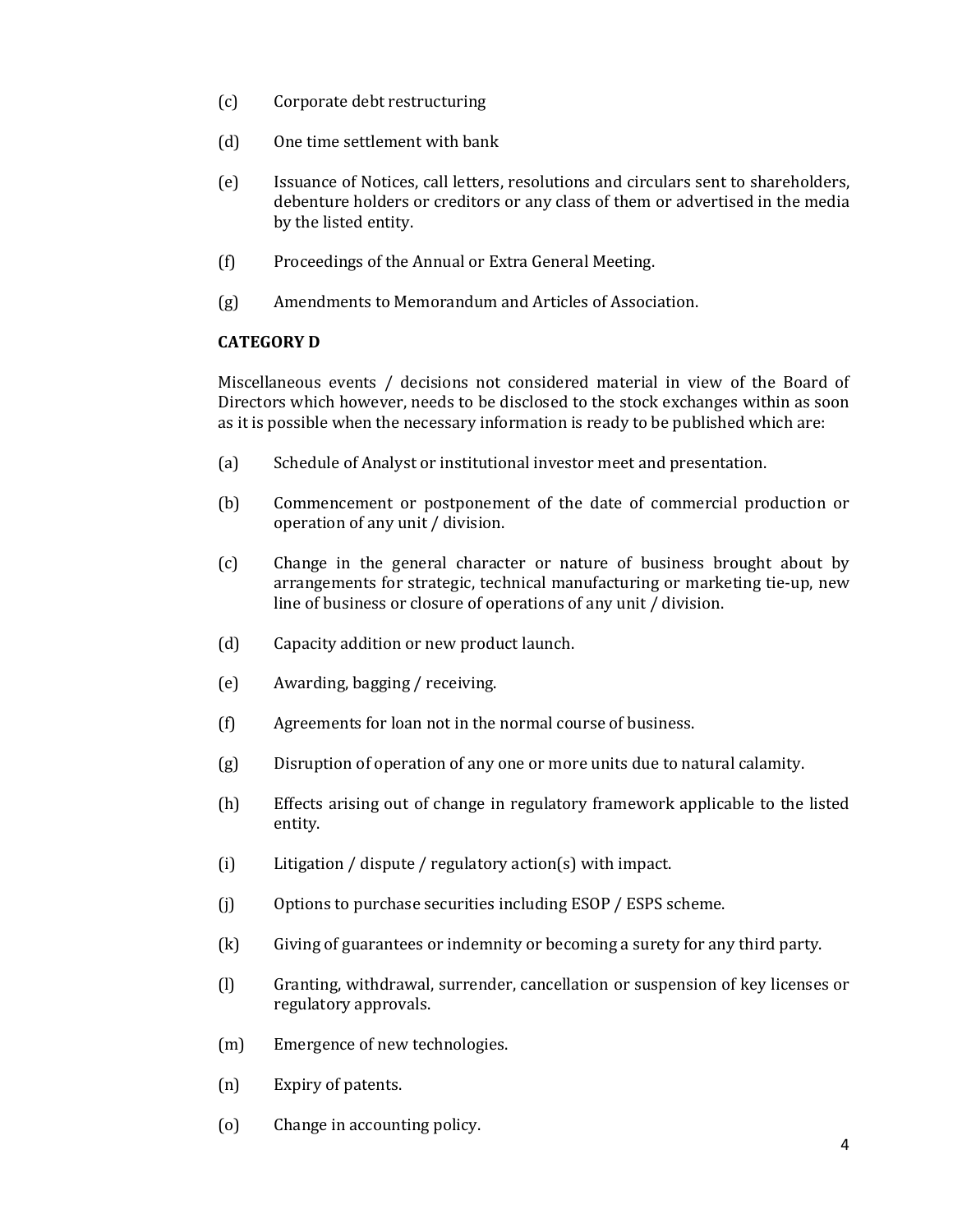(c) Corporate debt restructuring

(d) One time settlement with bank

(e) Issuance of Notices, call letters, resolutions and circulars sent to shareholders, debenture holders or creditors or any class of them or advertised in the media by the listed entity.

(f) Proceedings of the Annual or Extra General Meeting.

(g) Amendments to Memorandum and Articles of Association.

**CATEGORY D**

Miscellaneous events / decisions not considered material in view of the Board of Directors which however, needs to be disclosed to the stock exchanges within as soon as it is possible when the necessary information is ready to be published which are:

(a) Schedule of Analyst or institutional investor meet and presentation.

(b) Commencement or postponement of the date of commercial production or operation of any unit / division.

(c) Change in the general character or nature of business brought about by arrangements for strategic, technical manufacturing or marketing tie-up, new line of business or closure of operations of any unit / division.

(d) Capacity addition or new product launch.

(e) Awarding, bagging / receiving.

(f) Agreements for loan not in the normal course of business.

(g) Disruption of operation of any one or more units due to natural calamity.

(h) Effects arising out of change in regulatory framework applicable to the listed entity.

(i) Litigation / dispute / regulatory action(s) with impact.

(j) Options to purchase securities including ESOP / ESPS scheme.

(k) Giving of guarantees or indemnity or becoming a surety for any third party.

(l) Granting, withdrawal, surrender, cancellation or suspension of key licenses or regulatory approvals.

(m) Emergence of new technologies.

(n) Expiry of patents.

(o) Change in accounting policy.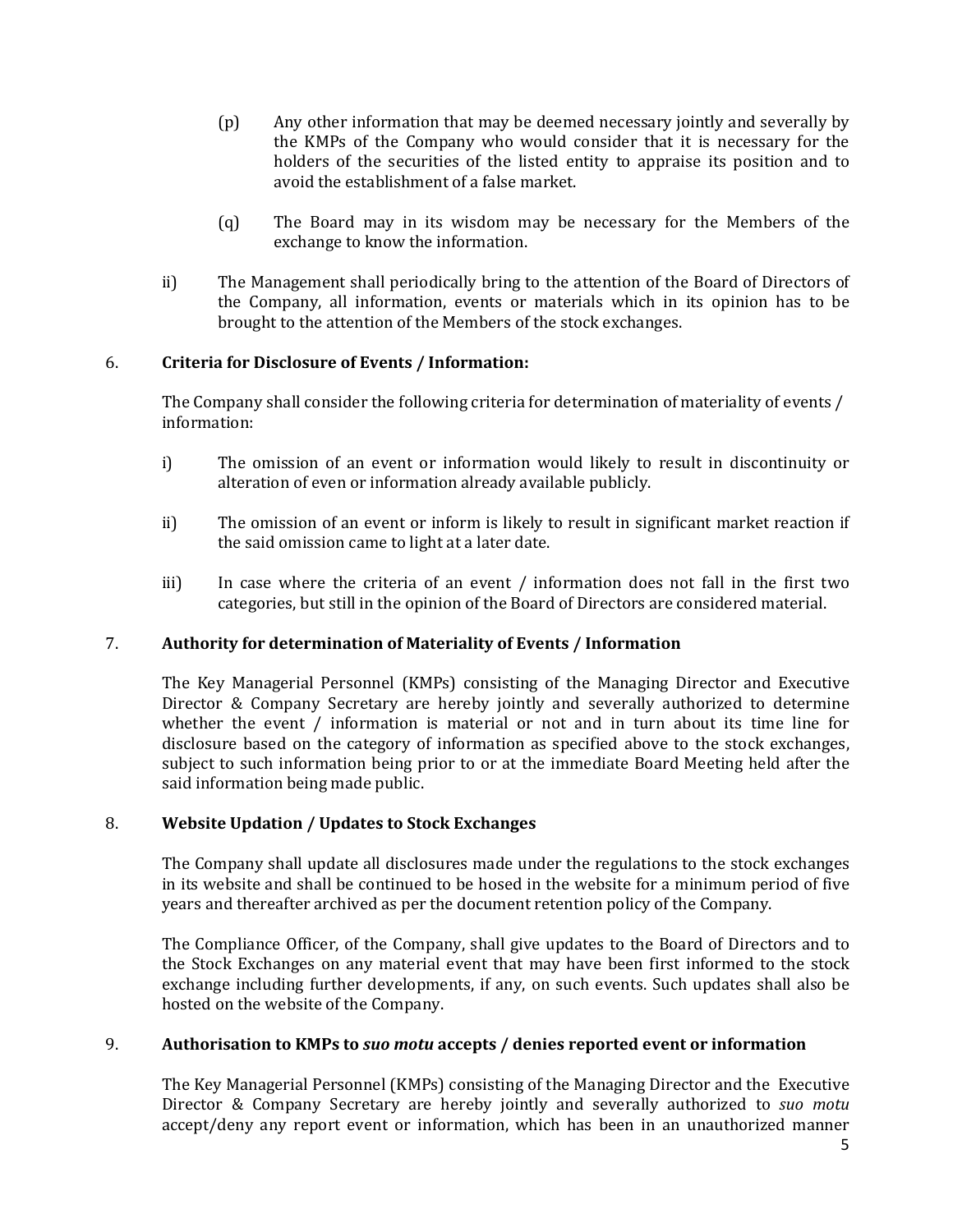(p) Any other information that may be deemed necessary jointly and severally by the KMPs of the Company who would consider that it is necessary for the holders of the securities of the listed entity to appraise its position and to avoid the establishment of a false market.

(q) The Board may in its wisdom may be necessary for the Members of the exchange to know the information.

ii) The Management shall periodically bring to the attention of the Board of Directors of the Company, all information, events or materials which in its opinion has to be brought to the attention of the Members of the stock exchanges.

## 6. Criteria for Disclosure of Events / Information:

The Company shall consider the following criteria for determination of materiality of events / information:

i) The omission of an event or information would likely to result in discontinuity or alteration of even or information already available publicly.

ii) The omission of an event or inform is likely to result in significant market reaction if the said omission came to light at a later date.

iii) In case where the criteria of an event / information does not fall in the first two categories, but still in the opinion of the Board of Directors are considered material.

## 7. Authority for determination of Materiality of Events / Information

The Key Managerial Personnel (KMPs) consisting of the Managing Director and Executive Director & Company Secretary are hereby jointly and severally authorized to determine whether the event / information is material or not and in turn about its time line for disclosure based on the category of information as specified above to the stock exchanges, subject to such information being prior to or at the immediate Board Meeting held after the said information being made public.

## 8. Website Updation / Updates to Stock Exchanges

The Company shall update all disclosures made under the regulations to the stock exchanges in its website and shall be continued to be hosed in the website for a minimum period of five years and thereafter archived as per the document retention policy of the Company.

The Compliance Officer, of the Company, shall give updates to the Board of Directors and to the Stock Exchanges on any material event that may have been first informed to the stock exchange including further developments, if any, on such events. Such updates shall also be hosted on the website of the Company.

## 9. Authorisation to KMPs to *suo motu* accepts / denies reported event or information

The Key Managerial Personnel (KMPs) consisting of the Managing Director and the Executive Director & Company Secretary are hereby jointly and severally authorized to *suo motu* accept/deny any report event or information, which has been in an unauthorized manner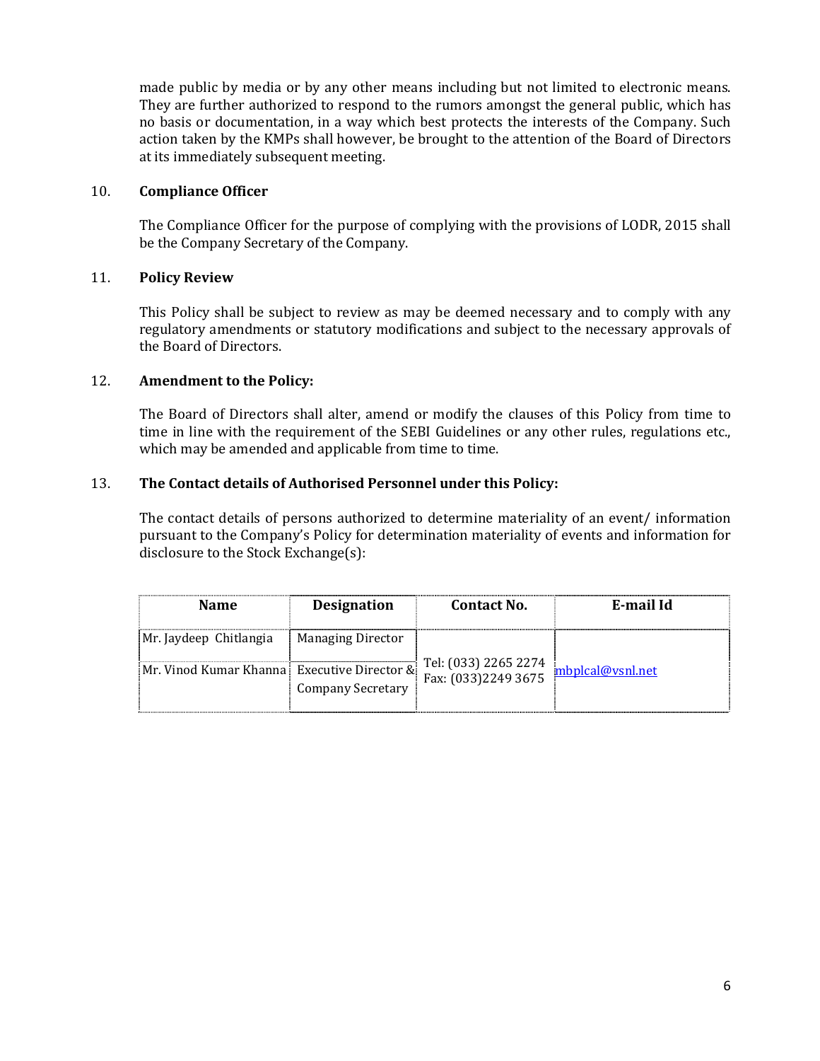made public by media or by any other means including but not limited to electronic means. They are further authorized to respond to the rumors amongst the general public, which has no basis or documentation, in a way which best protects the interests of the Company. Such action taken by the KMPs shall however, be brought to the attention of the Board of Directors at its immediately subsequent meeting.

## 10. Compliance Officer

The Compliance Officer for the purpose of complying with the provisions of LODR, 2015 shall be the Company Secretary of the Company.

## 11. Policy Review

This Policy shall be subject to review as may be deemed necessary and to comply with any regulatory amendments or statutory modifications and subject to the necessary approvals of the Board of Directors.

## 12. Amendment to the Policy:

The Board of Directors shall alter, amend or modify the clauses of this Policy from time to time in line with the requirement of the SEBI Guidelines or any other rules, regulations etc., which may be amended and applicable from time to time.

## 13. The Contact details of Authorised Personnel under this Policy:

The contact details of persons authorized to determine materiality of an event/ information pursuant to the Company's Policy for determination materiality of events and information for disclosure to the Stock Exchange(s):

| Name | Designation | Contact No. | E-mail Id |
|---|---|---|---|
| Mr. Jaydeep Chitlangia | Managing Director | Tel: (033) 2265 2274<br>Fax: (033)2249 3675 | mbplcal@vsnl.net |
| Mr. Vinod Kumar Khanna | Executive Director & Company Secretary | | |